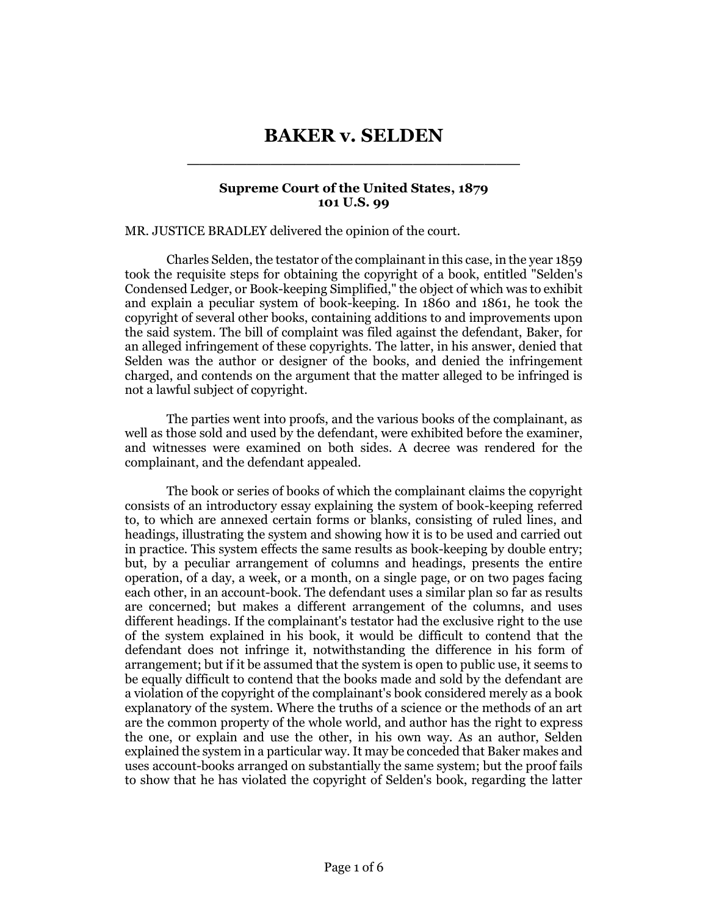# BAKER v. SELDEN

**Supreme Court of the United States, 1879**
**101 U.S. 99**

MR. JUSTICE BRADLEY delivered the opinion of the court.

Charles Selden, the testator of the complainant in this case, in the year 1859 took the requisite steps for obtaining the copyright of a book, entitled "Selden's Condensed Ledger, or Book-keeping Simplified," the object of which was to exhibit and explain a peculiar system of book-keeping. In 1860 and 1861, he took the copyright of several other books, containing additions to and improvements upon the said system. The bill of complaint was filed against the defendant, Baker, for an alleged infringement of these copyrights. The latter, in his answer, denied that Selden was the author or designer of the books, and denied the infringement charged, and contends on the argument that the matter alleged to be infringed is not a lawful subject of copyright.

The parties went into proofs, and the various books of the complainant, as well as those sold and used by the defendant, were exhibited before the examiner, and witnesses were examined on both sides. A decree was rendered for the complainant, and the defendant appealed.

The book or series of books of which the complainant claims the copyright consists of an introductory essay explaining the system of book-keeping referred to, to which are annexed certain forms or blanks, consisting of ruled lines, and headings, illustrating the system and showing how it is to be used and carried out in practice. This system effects the same results as book-keeping by double entry; but, by a peculiar arrangement of columns and headings, presents the entire operation, of a day, a week, or a month, on a single page, or on two pages facing each other, in an account-book. The defendant uses a similar plan so far as results are concerned; but makes a different arrangement of the columns, and uses different headings. If the complainant's testator had the exclusive right to the use of the system explained in his book, it would be difficult to contend that the defendant does not infringe it, notwithstanding the difference in his form of arrangement; but if it be assumed that the system is open to public use, it seems to be equally difficult to contend that the books made and sold by the defendant are a violation of the copyright of the complainant's book considered merely as a book explanatory of the system. Where the truths of a science or the methods of an art are the common property of the whole world, and author has the right to express the one, or explain and use the other, in his own way. As an author, Selden explained the system in a particular way. It may be conceded that Baker makes and uses account-books arranged on substantially the same system; but the proof fails to show that he has violated the copyright of Selden's book, regarding the latter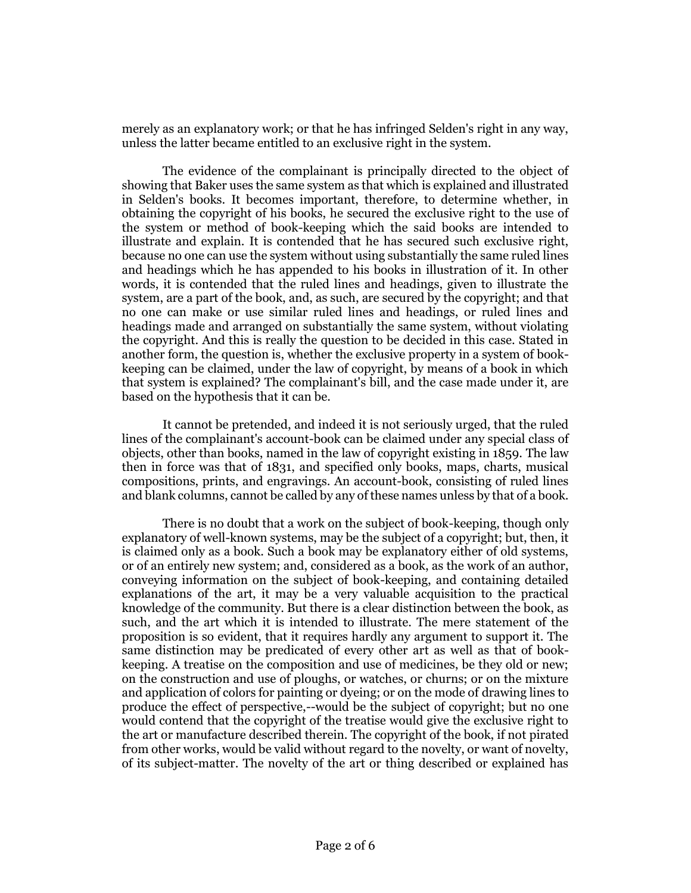merely as an explanatory work; or that he has infringed Selden's right in any way, unless the latter became entitled to an exclusive right in the system.

The evidence of the complainant is principally directed to the object of showing that Baker uses the same system as that which is explained and illustrated in Selden's books. It becomes important, therefore, to determine whether, in obtaining the copyright of his books, he secured the exclusive right to the use of the system or method of book-keeping which the said books are intended to illustrate and explain. It is contended that he has secured such exclusive right, because no one can use the system without using substantially the same ruled lines and headings which he has appended to his books in illustration of it. In other words, it is contended that the ruled lines and headings, given to illustrate the system, are a part of the book, and, as such, are secured by the copyright; and that no one can make or use similar ruled lines and headings, or ruled lines and headings made and arranged on substantially the same system, without violating the copyright. And this is really the question to be decided in this case. Stated in another form, the question is, whether the exclusive property in a system of book-keeping can be claimed, under the law of copyright, by means of a book in which that system is explained? The complainant's bill, and the case made under it, are based on the hypothesis that it can be.

It cannot be pretended, and indeed it is not seriously urged, that the ruled lines of the complainant's account-book can be claimed under any special class of objects, other than books, named in the law of copyright existing in 1859. The law then in force was that of 1831, and specified only books, maps, charts, musical compositions, prints, and engravings. An account-book, consisting of ruled lines and blank columns, cannot be called by any of these names unless by that of a book.

There is no doubt that a work on the subject of book-keeping, though only explanatory of well-known systems, may be the subject of a copyright; but, then, it is claimed only as a book. Such a book may be explanatory either of old systems, or of an entirely new system; and, considered as a book, as the work of an author, conveying information on the subject of book-keeping, and containing detailed explanations of the art, it may be a very valuable acquisition to the practical knowledge of the community. But there is a clear distinction between the book, as such, and the art which it is intended to illustrate. The mere statement of the proposition is so evident, that it requires hardly any argument to support it. The same distinction may be predicated of every other art as well as that of book-keeping. A treatise on the composition and use of medicines, be they old or new; on the construction and use of ploughs, or watches, or churns; or on the mixture and application of colors for painting or dyeing; or on the mode of drawing lines to produce the effect of perspective,--would be the subject of copyright; but no one would contend that the copyright of the treatise would give the exclusive right to the art or manufacture described therein. The copyright of the book, if not pirated from other works, would be valid without regard to the novelty, or want of novelty, of its subject-matter. The novelty of the art or thing described or explained has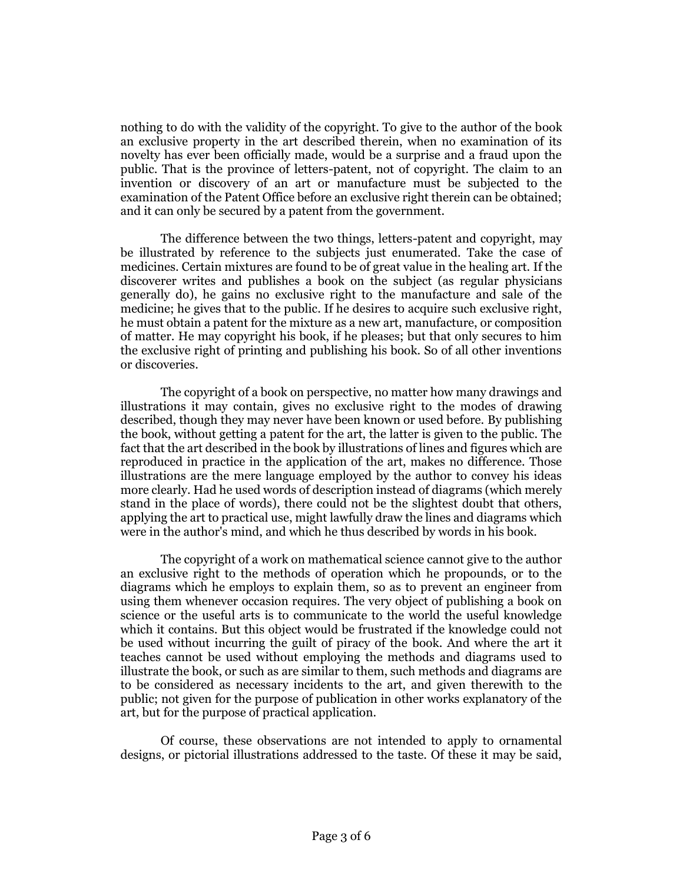nothing to do with the validity of the copyright. To give to the author of the book an exclusive property in the art described therein, when no examination of its novelty has ever been officially made, would be a surprise and a fraud upon the public. That is the province of letters-patent, not of copyright. The claim to an invention or discovery of an art or manufacture must be subjected to the examination of the Patent Office before an exclusive right therein can be obtained; and it can only be secured by a patent from the government.

The difference between the two things, letters-patent and copyright, may be illustrated by reference to the subjects just enumerated. Take the case of medicines. Certain mixtures are found to be of great value in the healing art. If the discoverer writes and publishes a book on the subject (as regular physicians generally do), he gains no exclusive right to the manufacture and sale of the medicine; he gives that to the public. If he desires to acquire such exclusive right, he must obtain a patent for the mixture as a new art, manufacture, or composition of matter. He may copyright his book, if he pleases; but that only secures to him the exclusive right of printing and publishing his book. So of all other inventions or discoveries.

The copyright of a book on perspective, no matter how many drawings and illustrations it may contain, gives no exclusive right to the modes of drawing described, though they may never have been known or used before. By publishing the book, without getting a patent for the art, the latter is given to the public. The fact that the art described in the book by illustrations of lines and figures which are reproduced in practice in the application of the art, makes no difference. Those illustrations are the mere language employed by the author to convey his ideas more clearly. Had he used words of description instead of diagrams (which merely stand in the place of words), there could not be the slightest doubt that others, applying the art to practical use, might lawfully draw the lines and diagrams which were in the author's mind, and which he thus described by words in his book.

The copyright of a work on mathematical science cannot give to the author an exclusive right to the methods of operation which he propounds, or to the diagrams which he employs to explain them, so as to prevent an engineer from using them whenever occasion requires. The very object of publishing a book on science or the useful arts is to communicate to the world the useful knowledge which it contains. But this object would be frustrated if the knowledge could not be used without incurring the guilt of piracy of the book. And where the art it teaches cannot be used without employing the methods and diagrams used to illustrate the book, or such as are similar to them, such methods and diagrams are to be considered as necessary incidents to the art, and given therewith to the public; not given for the purpose of publication in other works explanatory of the art, but for the purpose of practical application.

Of course, these observations are not intended to apply to ornamental designs, or pictorial illustrations addressed to the taste. Of these it may be said,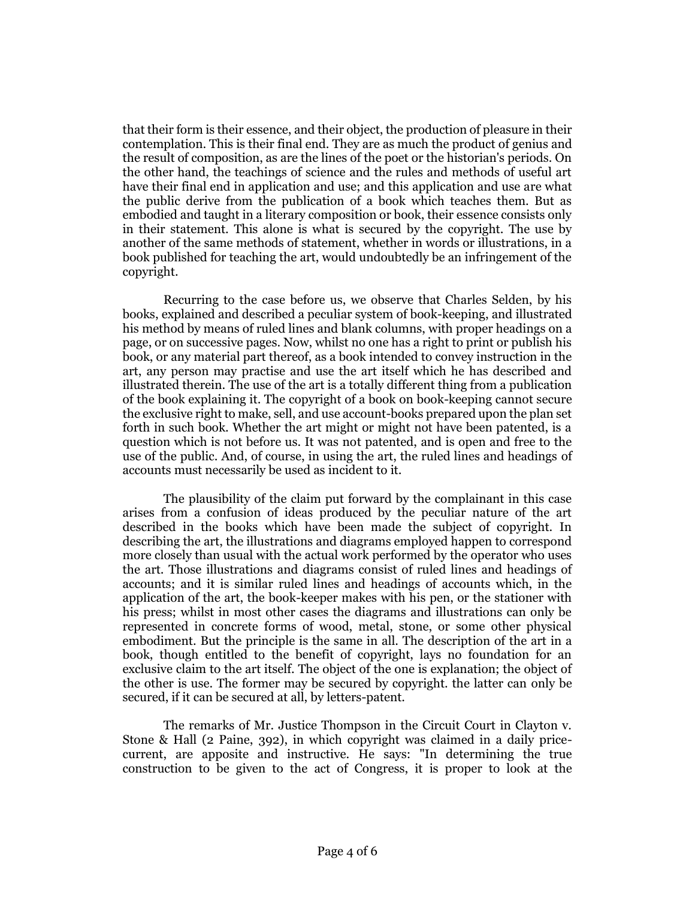that their form is their essence, and their object, the production of pleasure in their contemplation. This is their final end. They are as much the product of genius and the result of composition, as are the lines of the poet or the historian's periods. On the other hand, the teachings of science and the rules and methods of useful art have their final end in application and use; and this application and use are what the public derive from the publication of a book which teaches them. But as embodied and taught in a literary composition or book, their essence consists only in their statement. This alone is what is secured by the copyright. The use by another of the same methods of statement, whether in words or illustrations, in a book published for teaching the art, would undoubtedly be an infringement of the copyright.

Recurring to the case before us, we observe that Charles Selden, by his books, explained and described a peculiar system of book-keeping, and illustrated his method by means of ruled lines and blank columns, with proper headings on a page, or on successive pages. Now, whilst no one has a right to print or publish his book, or any material part thereof, as a book intended to convey instruction in the art, any person may practise and use the art itself which he has described and illustrated therein. The use of the art is a totally different thing from a publication of the book explaining it. The copyright of a book on book-keeping cannot secure the exclusive right to make, sell, and use account-books prepared upon the plan set forth in such book. Whether the art might or might not have been patented, is a question which is not before us. It was not patented, and is open and free to the use of the public. And, of course, in using the art, the ruled lines and headings of accounts must necessarily be used as incident to it.

The plausibility of the claim put forward by the complainant in this case arises from a confusion of ideas produced by the peculiar nature of the art described in the books which have been made the subject of copyright. In describing the art, the illustrations and diagrams employed happen to correspond more closely than usual with the actual work performed by the operator who uses the art. Those illustrations and diagrams consist of ruled lines and headings of accounts; and it is similar ruled lines and headings of accounts which, in the application of the art, the book-keeper makes with his pen, or the stationer with his press; whilst in most other cases the diagrams and illustrations can only be represented in concrete forms of wood, metal, stone, or some other physical embodiment. But the principle is the same in all. The description of the art in a book, though entitled to the benefit of copyright, lays no foundation for an exclusive claim to the art itself. The object of the one is explanation; the object of the other is use. The former may be secured by copyright. the latter can only be secured, if it can be secured at all, by letters-patent.

The remarks of Mr. Justice Thompson in the Circuit Court in Clayton v. Stone & Hall (2 Paine, 392), in which copyright was claimed in a daily price-current, are apposite and instructive. He says: "In determining the true construction to be given to the act of Congress, it is proper to look at the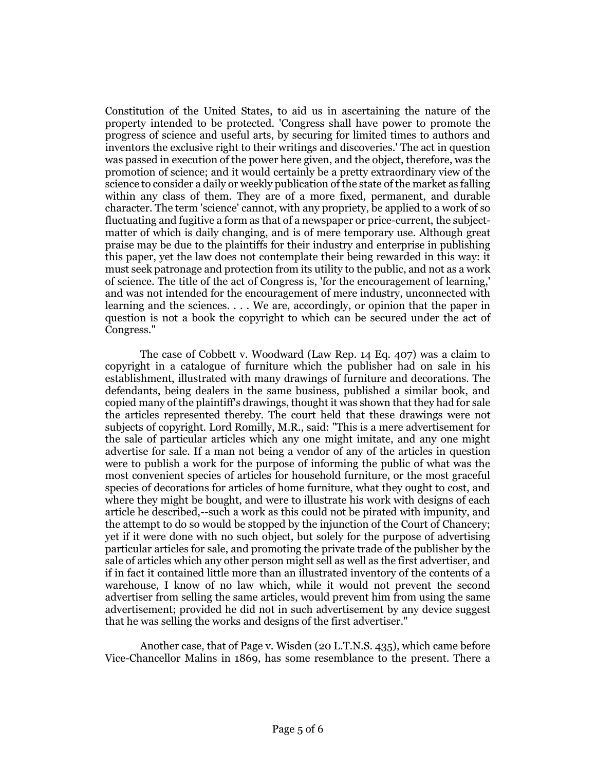Constitution of the United States, to aid us in ascertaining the nature of the property intended to be protected. 'Congress shall have power to promote the progress of science and useful arts, by securing for limited times to authors and inventors the exclusive right to their writings and discoveries.' The act in question was passed in execution of the power here given, and the object, therefore, was the promotion of science; and it would certainly be a pretty extraordinary view of the science to consider a daily or weekly publication of the state of the market as falling within any class of them. They are of a more fixed, permanent, and durable character. The term 'science' cannot, with any propriety, be applied to a work of so fluctuating and fugitive a form as that of a newspaper or price-current, the subject-matter of which is daily changing, and is of mere temporary use. Although great praise may be due to the plaintiffs for their industry and enterprise in publishing this paper, yet the law does not contemplate their being rewarded in this way: it must seek patronage and protection from its utility to the public, and not as a work of science. The title of the act of Congress is, 'for the encouragement of learning,' and was not intended for the encouragement of mere industry, unconnected with learning and the sciences. . . . We are, accordingly, or opinion that the paper in question is not a book the copyright to which can be secured under the act of Congress."

The case of Cobbett v. Woodward (Law Rep. 14 Eq. 407) was a claim to copyright in a catalogue of furniture which the publisher had on sale in his establishment, illustrated with many drawings of furniture and decorations. The defendants, being dealers in the same business, published a similar book, and copied many of the plaintiff's drawings, thought it was shown that they had for sale the articles represented thereby. The court held that these drawings were not subjects of copyright. Lord Romilly, M.R., said: "This is a mere advertisement for the sale of particular articles which any one might imitate, and any one might advertise for sale. If a man not being a vendor of any of the articles in question were to publish a work for the purpose of informing the public of what was the most convenient species of articles for household furniture, or the most graceful species of decorations for articles of home furniture, what they ought to cost, and where they might be bought, and were to illustrate his work with designs of each article he described,--such a work as this could not be pirated with impunity, and the attempt to do so would be stopped by the injunction of the Court of Chancery; yet if it were done with no such object, but solely for the purpose of advertising particular articles for sale, and promoting the private trade of the publisher by the sale of articles which any other person might sell as well as the first advertiser, and if in fact it contained little more than an illustrated inventory of the contents of a warehouse, I know of no law which, while it would not prevent the second advertiser from selling the same articles, would prevent him from using the same advertisement; provided he did not in such advertisement by any device suggest that he was selling the works and designs of the first advertiser."

Another case, that of Page v. Wisden (20 L.T.N.S. 435), which came before Vice-Chancellor Malins in 1869, has some resemblance to the present. There a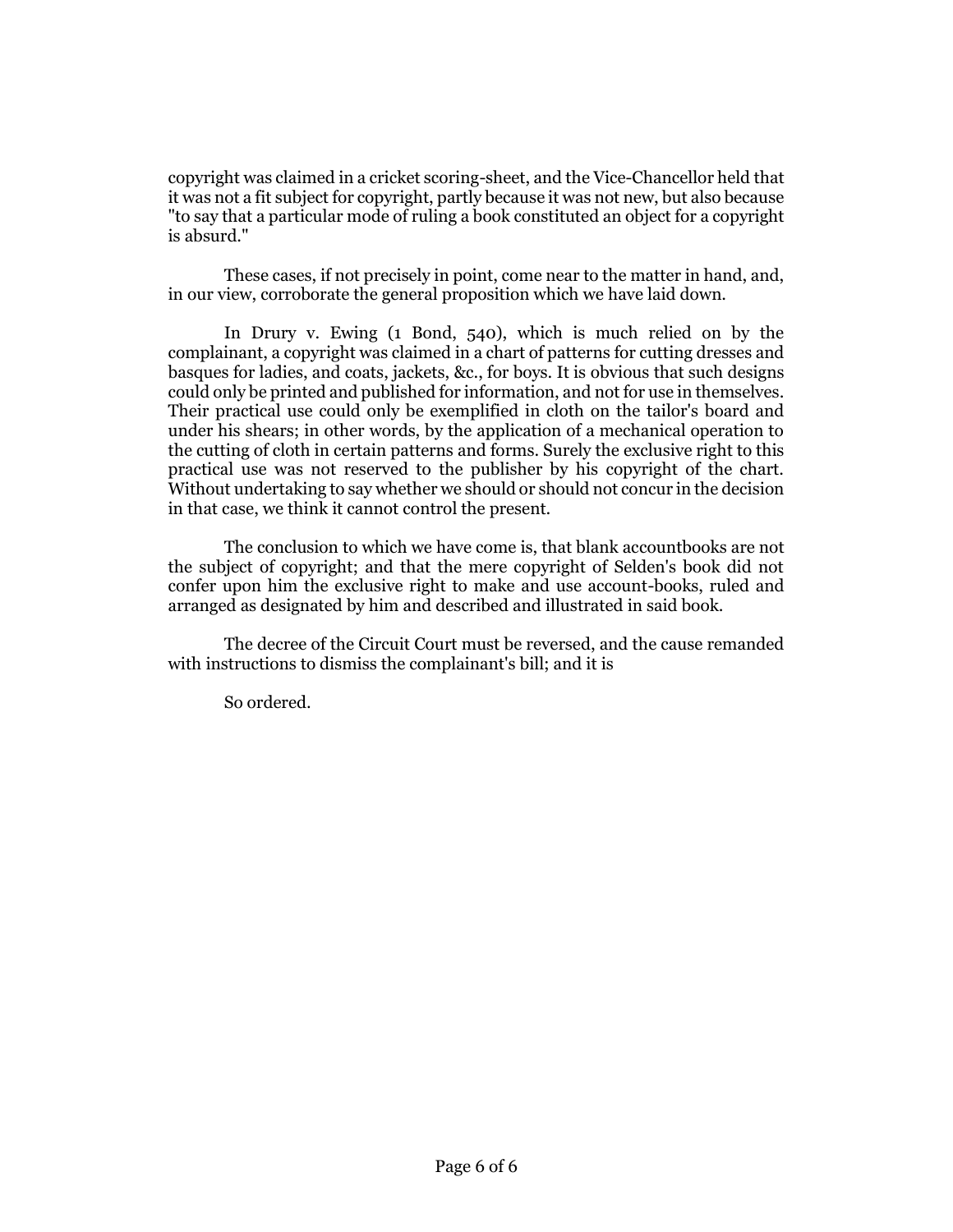copyright was claimed in a cricket scoring-sheet, and the Vice-Chancellor held that it was not a fit subject for copyright, partly because it was not new, but also because "to say that a particular mode of ruling a book constituted an object for a copyright is absurd."

These cases, if not precisely in point, come near to the matter in hand, and, in our view, corroborate the general proposition which we have laid down.

In Drury v. Ewing (1 Bond, 540), which is much relied on by the complainant, a copyright was claimed in a chart of patterns for cutting dresses and basques for ladies, and coats, jackets, &c., for boys. It is obvious that such designs could only be printed and published for information, and not for use in themselves. Their practical use could only be exemplified in cloth on the tailor's board and under his shears; in other words, by the application of a mechanical operation to the cutting of cloth in certain patterns and forms. Surely the exclusive right to this practical use was not reserved to the publisher by his copyright of the chart. Without undertaking to say whether we should or should not concur in the decision in that case, we think it cannot control the present.

The conclusion to which we have come is, that blank accountbooks are not the subject of copyright; and that the mere copyright of Selden's book did not confer upon him the exclusive right to make and use account-books, ruled and arranged as designated by him and described and illustrated in said book.

The decree of the Circuit Court must be reversed, and the cause remanded with instructions to dismiss the complainant's bill; and it is

So ordered.